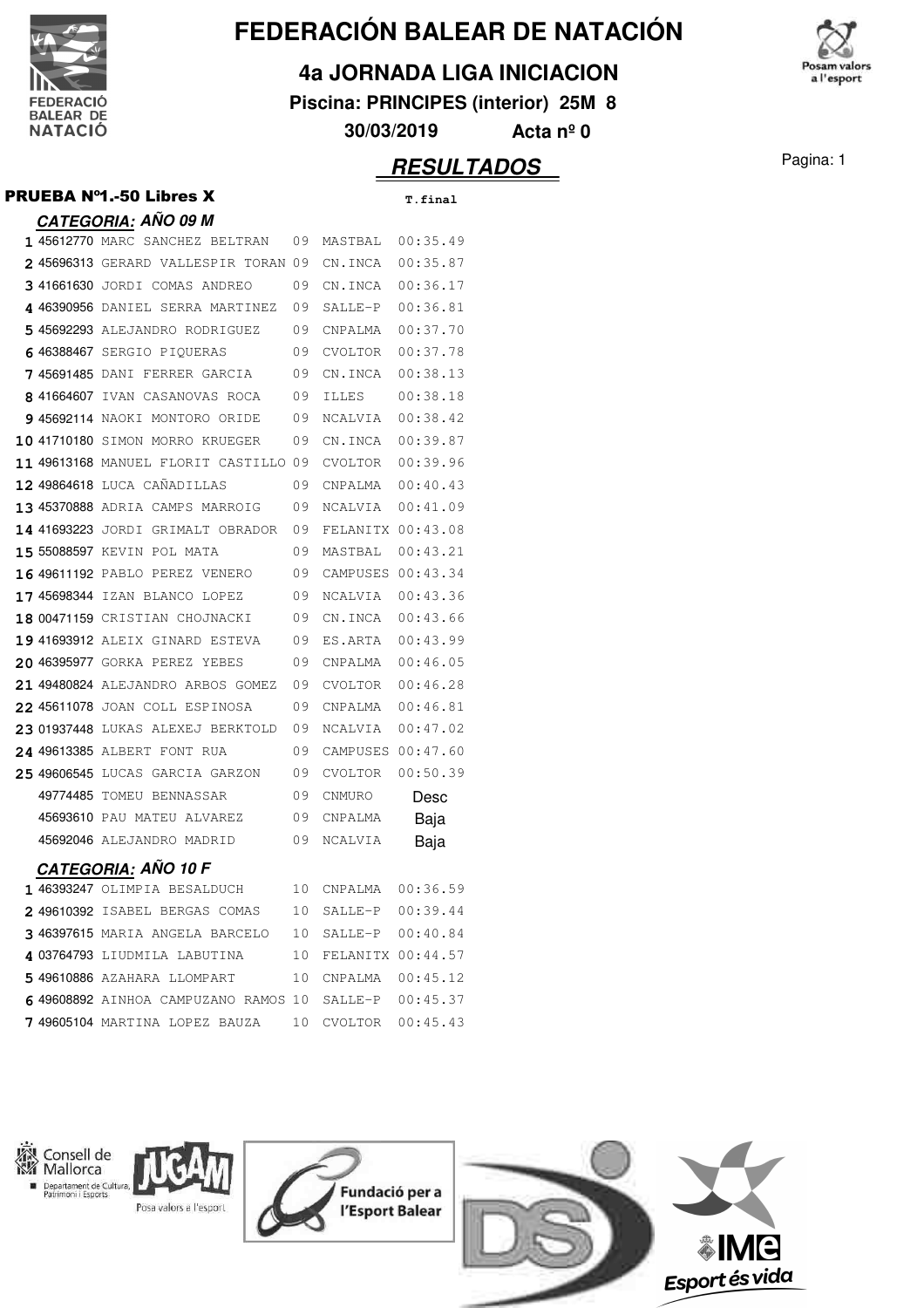# FEDERACIÓN BALEAR DE NATACIÓN

## 4a JORNADA LIGA INICIACION

**Piscina: PRINCIPES (interior) 25M 8**

**30/03/2019 Acta nº 0**

## *RESULTADOS*

### PRUEBA Nº1.-50 Libres X

#### *CATEGORIA: AÑO 09 M*

| Pos. | Licencia | Nombre | Año | Club | T.final |
|---|---|---|---|---|---|
| 1 | 45612770 | MARC SANCHEZ BELTRAN | 09 | MASTBAL | 00:35.49 |
| 2 | 45696313 | GERARD VALLESPIR TORAN | 09 | CN.INCA | 00:35.87 |
| 3 | 41661630 | JORDI COMAS ANDREO | 09 | CN.INCA | 00:36.17 |
| 4 | 46390956 | DANIEL SERRA MARTINEZ | 09 | SALLE-P | 00:36.81 |
| 5 | 45692293 | ALEJANDRO RODRIGUEZ | 09 | CNPALMA | 00:37.70 |
| 6 | 46388467 | SERGIO PIQUERAS | 09 | CVOLTOR | 00:37.78 |
| 7 | 45691485 | DANI FERRER GARCIA | 09 | CN.INCA | 00:38.13 |
| 8 | 41664607 | IVAN CASANOVAS ROCA | 09 | ILLES | 00:38.18 |
| 9 | 45692114 | NAOKI MONTORO ORIDE | 09 | NCALVIA | 00:38.42 |
| 10 | 41710180 | SIMON MORRO KRUEGER | 09 | CN.INCA | 00:39.87 |
| 11 | 49613168 | MANUEL FLORIT CASTILLO | 09 | CVOLTOR | 00:39.96 |
| 12 | 49864618 | LUCA CAÑADILLAS | 09 | CNPALMA | 00:40.43 |
| 13 | 45370888 | ADRIA CAMPS MARROIG | 09 | NCALVIA | 00:41.09 |
| 14 | 41693223 | JORDI GRIMALT OBRADOR | 09 | FELANITX | 00:43.08 |
| 15 | 55088597 | KEVIN POL MATA | 09 | MASTBAL | 00:43.21 |
| 16 | 49611192 | PABLO PEREZ VENERO | 09 | CAMPUSES | 00:43.34 |
| 17 | 45698344 | IZAN BLANCO LOPEZ | 09 | NCALVIA | 00:43.36 |
| 18 | 00471159 | CRISTIAN CHOJNACKI | 09 | CN.INCA | 00:43.66 |
| 19 | 41693912 | ALEIX GINARD ESTEVA | 09 | ES.ARTA | 00:43.99 |
| 20 | 46395977 | GORKA PEREZ YEBES | 09 | CNPALMA | 00:46.05 |
| 21 | 49480824 | ALEJANDRO ARBOS GOMEZ | 09 | CVOLTOR | 00:46.28 |
| 22 | 45611078 | JOAN COLL ESPINOSA | 09 | CNPALMA | 00:46.81 |
| 23 | 01937448 | LUKAS ALEXEJ BERKTOLD | 09 | NCALVIA | 00:47.02 |
| 24 | 49613385 | ALBERT FONT RUA | 09 | CAMPUSES | 00:47.60 |
| 25 | 49606545 | LUCAS GARCIA GARZON | 09 | CVOLTOR | 00:50.39 |
| | 49774485 | TOMEU BENNASSAR | 09 | CNMURO | Desc |
| | 45693610 | PAU MATEU ALVAREZ | 09 | CNPALMA | Baja |
| | 45692046 | ALEJANDRO MADRID | 09 | NCALVIA | Baja |

#### *CATEGORIA: AÑO 10 F*

| Pos. | Licencia | Nombre | Año | Club | T.final |
|---|---|---|---|---|---|
| 1 | 46393247 | OLIMPIA BESALDUCH | 10 | CNPALMA | 00:36.59 |
| 2 | 49610392 | ISABEL BERGAS COMAS | 10 | SALLE-P | 00:39.44 |
| 3 | 46397615 | MARIA ANGELA BARCELO | 10 | SALLE-P | 00:40.84 |
| 4 | 03764793 | LIUDMILA LABUTINA | 10 | FELANITX | 00:44.57 |
| 5 | 49610886 | AZAHARA LLOMPART | 10 | CNPALMA | 00:45.12 |
| 6 | 49608892 | AINHOA CAMPUZANO RAMOS | 10 | SALLE-P | 00:45.37 |
| 7 | 49605104 | MARTINA LOPEZ BAUZA | 10 | CVOLTOR | 00:45.43 |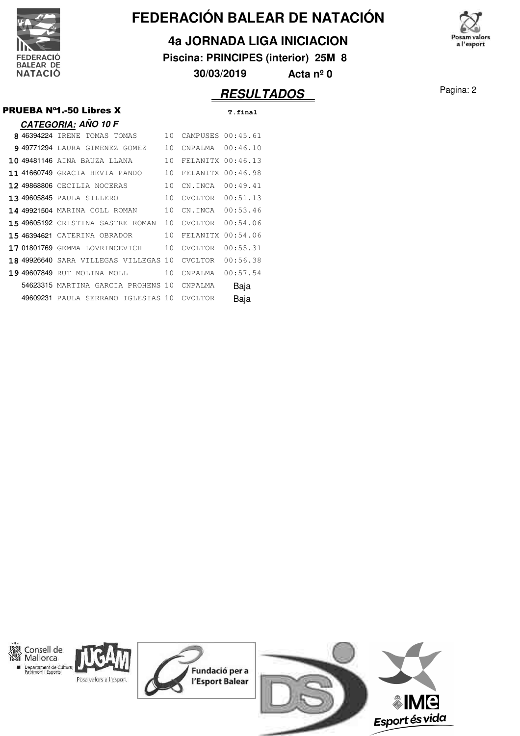# FEDERACIÓN BALEAR DE NATACIÓN

## 4a JORNADA LIGA INICIACION

**Piscina: PRINCIPES (interior) 25M 8**

**30/03/2019 Acta nº 0**

## *RESULTADOS*

### PRUEBA Nº1.-50 Libres X

***CATEGORIA:* *AÑO 10 F***

| | | | | | T.final |
|---|---|---|---|---|---|
| 8 | 46394224 | IRENE TOMAS TOMAS | 10 | CAMPUSES | 00:45.61 |
| 9 | 49771294 | LAURA GIMENEZ GOMEZ | 10 | CNPALMA | 00:46.10 |
| 10 | 49481146 | AINA BAUZA LLANA | 10 | FELANITX | 00:46.13 |
| 11 | 41660749 | GRACIA HEVIA PANDO | 10 | FELANITX | 00:46.98 |
| 12 | 49868806 | CECILIA NOCERAS | 10 | CN.INCA | 00:49.41 |
| 13 | 49605845 | PAULA SILLERO | 10 | CVOLTOR | 00:51.13 |
| 14 | 49921504 | MARINA COLL ROMAN | 10 | CN.INCA | 00:53.46 |
| 15 | 49605192 | CRISTINA SASTRE ROMAN | 10 | CVOLTOR | 00:54.06 |
| 15 | 46394621 | CATERINA OBRADOR | 10 | FELANITX | 00:54.06 |
| 17 | 01801769 | GEMMA LOVRINCEVICH | 10 | CVOLTOR | 00:55.31 |
| 18 | 49926640 | SARA VILLEGAS VILLEGAS | 10 | CVOLTOR | 00:56.38 |
| 19 | 49607849 | RUT MOLINA MOLL | 10 | CNPALMA | 00:57.54 |
| | 54623315 | MARTINA GARCIA PROHENS | 10 | CNPALMA | Baja |
| | 49609231 | PAULA SERRANO IGLESIAS | 10 | CVOLTOR | Baja |